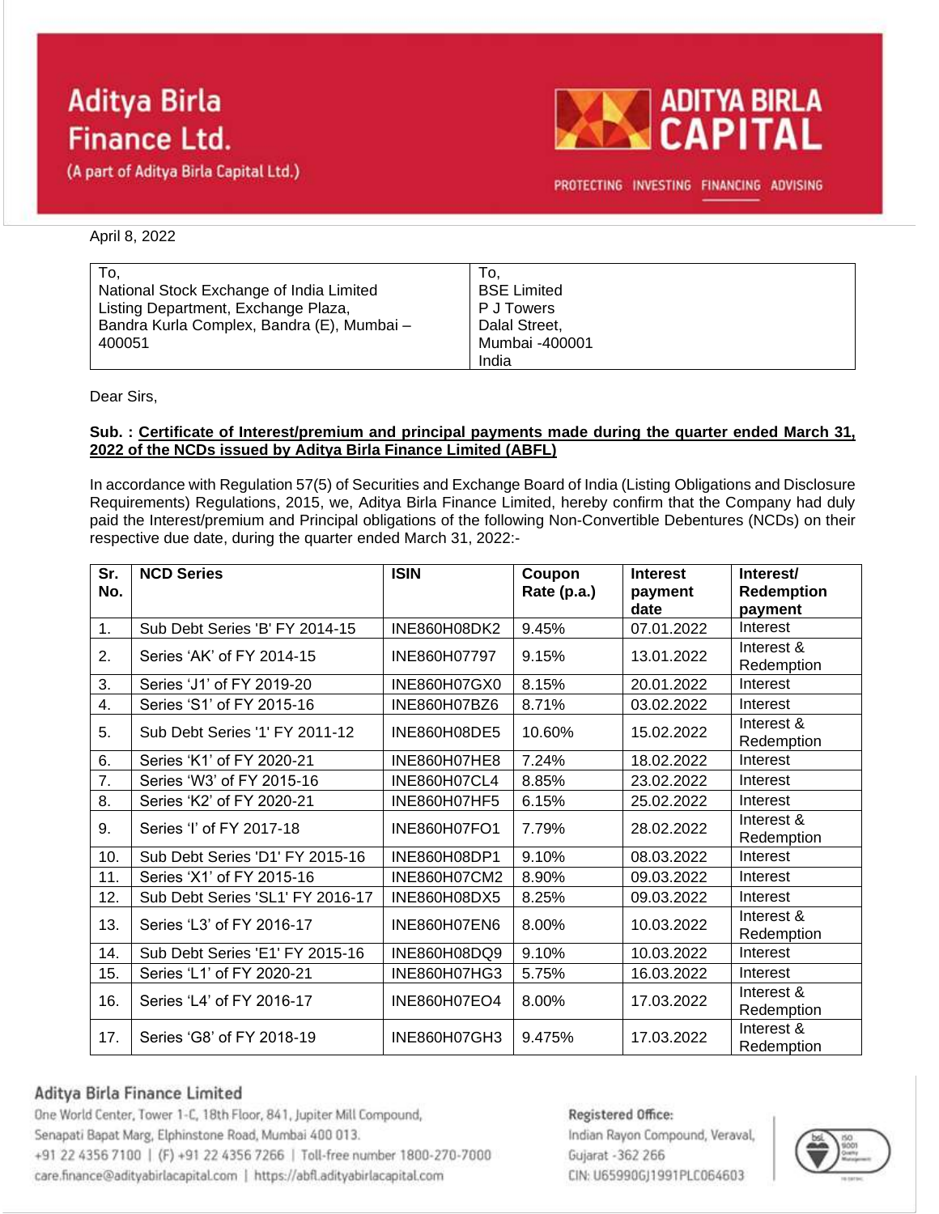# Aditya Birla Finance Ltd.

(A part of Aditya Birla Capital Ltd.)

ADITYA BIRLA CAPITAL

PROTECTING INVESTING FINANCING ADVISING

April 8, 2022

| To, National Stock Exchange of India Limited Listing Department, Exchange Plaza, Bandra Kurla Complex, Bandra (E), Mumbai – 400051 | To, BSE Limited P J Towers Dalal Street, Mumbai -400001 India |
|---|---|

Dear Sirs,

**Sub. : Certificate of Interest/premium and principal payments made during the quarter ended March 31, 2022 of the NCDs issued by Aditya Birla Finance Limited (ABFL)**

In accordance with Regulation 57(5) of Securities and Exchange Board of India (Listing Obligations and Disclosure Requirements) Regulations, 2015, we, Aditya Birla Finance Limited, hereby confirm that the Company had duly paid the Interest/premium and Principal obligations of the following Non-Convertible Debentures (NCDs) on their respective due date, during the quarter ended March 31, 2022:-

| Sr. No. | NCD Series | ISIN | Coupon Rate (p.a.) | Interest payment date | Interest/ Redemption payment |
|---|---|---|---|---|---|
| 1. | Sub Debt Series 'B' FY 2014-15 | INE860H08DK2 | 9.45% | 07.01.2022 | Interest |
| 2. | Series 'AK' of FY 2014-15 | INE860H07797 | 9.15% | 13.01.2022 | Interest & Redemption |
| 3. | Series 'J1' of FY 2019-20 | INE860H07GX0 | 8.15% | 20.01.2022 | Interest |
| 4. | Series 'S1' of FY 2015-16 | INE860H07BZ6 | 8.71% | 03.02.2022 | Interest |
| 5. | Sub Debt Series '1' FY 2011-12 | INE860H08DE5 | 10.60% | 15.02.2022 | Interest & Redemption |
| 6. | Series 'K1' of FY 2020-21 | INE860H07HE8 | 7.24% | 18.02.2022 | Interest |
| 7. | Series 'W3' of FY 2015-16 | INE860H07CL4 | 8.85% | 23.02.2022 | Interest |
| 8. | Series 'K2' of FY 2020-21 | INE860H07HF5 | 6.15% | 25.02.2022 | Interest |
| 9. | Series 'I' of FY 2017-18 | INE860H07FO1 | 7.79% | 28.02.2022 | Interest & Redemption |
| 10. | Sub Debt Series 'D1' FY 2015-16 | INE860H08DP1 | 9.10% | 08.03.2022 | Interest |
| 11. | Series 'X1' of FY 2015-16 | INE860H07CM2 | 8.90% | 09.03.2022 | Interest |
| 12. | Sub Debt Series 'SL1' FY 2016-17 | INE860H08DX5 | 8.25% | 09.03.2022 | Interest |
| 13. | Series 'L3' of FY 2016-17 | INE860H07EN6 | 8.00% | 10.03.2022 | Interest & Redemption |
| 14. | Sub Debt Series 'E1' FY 2015-16 | INE860H08DQ9 | 9.10% | 10.03.2022 | Interest |
| 15. | Series 'L1' of FY 2020-21 | INE860H07HG3 | 5.75% | 16.03.2022 | Interest |
| 16. | Series 'L4' of FY 2016-17 | INE860H07EO4 | 8.00% | 17.03.2022 | Interest & Redemption |
| 17. | Series 'G8' of FY 2018-19 | INE860H07GH3 | 9.475% | 17.03.2022 | Interest & Redemption |

**Aditya Birla Finance Limited**

One World Center, Tower 1-C, 18th Floor, 841, Jupiter Mill Compound, Senapati Bapat Marg, Elphinstone Road, Mumbai 400 013.

+91 22 4356 7100 | (F) +91 22 4356 7266 | Toll-free number 1800-270-7000

care.finance@adityabirlacapital.com | https://abfl.adityabirlacapital.com

**Registered Office:**

Indian Rayon Compound, Veraval, Gujarat -362 266

CIN: U65990GJ1991PLC064603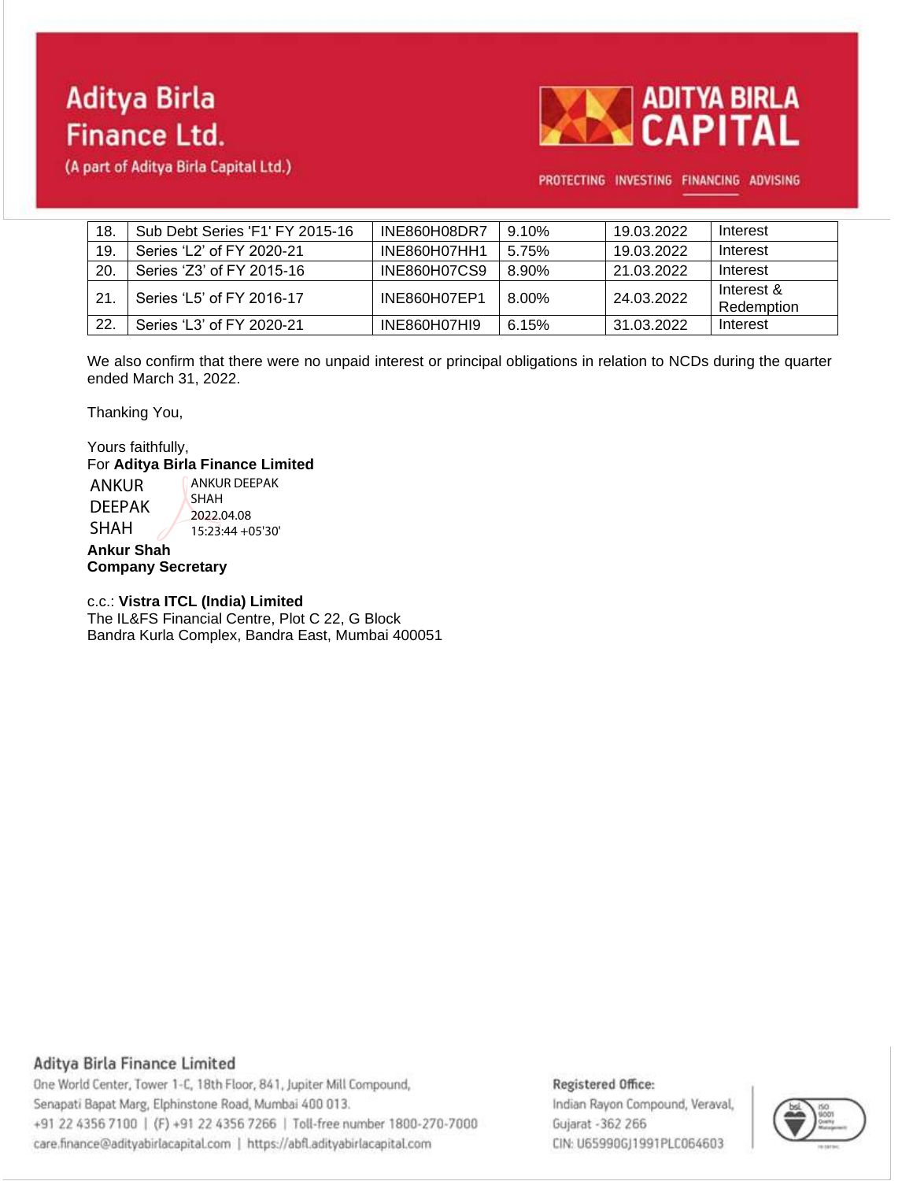| | | | | | |
|---|---|---|---|---|---|
| 18. | Sub Debt Series 'F1' FY 2015-16 | INE860H08DR7 | 9.10% | 19.03.2022 | Interest |
| 19. | Series 'L2' of FY 2020-21 | INE860H07HH1 | 5.75% | 19.03.2022 | Interest |
| 20. | Series 'Z3' of FY 2015-16 | INE860H07CS9 | 8.90% | 21.03.2022 | Interest |
| 21. | Series 'L5' of FY 2016-17 | INE860H07EP1 | 8.00% | 24.03.2022 | Interest & Redemption |
| 22. | Series 'L3' of FY 2020-21 | INE860H07HI9 | 6.15% | 31.03.2022 | Interest |

We also confirm that there were no unpaid interest or principal obligations in relation to NCDs during the quarter ended March 31, 2022.

Thanking You,

Yours faithfully,
For **Aditya Birla Finance Limited**

ANKUR DEEPAK SHAH
ANKUR DEEPAK SHAH
2022.04.08
15:23:44 +05'30'

**Ankur Shah**
**Company Secretary**

c.c.: **Vistra ITCL (India) Limited**
The IL&FS Financial Centre, Plot C 22, G Block
Bandra Kurla Complex, Bandra East, Mumbai 400051